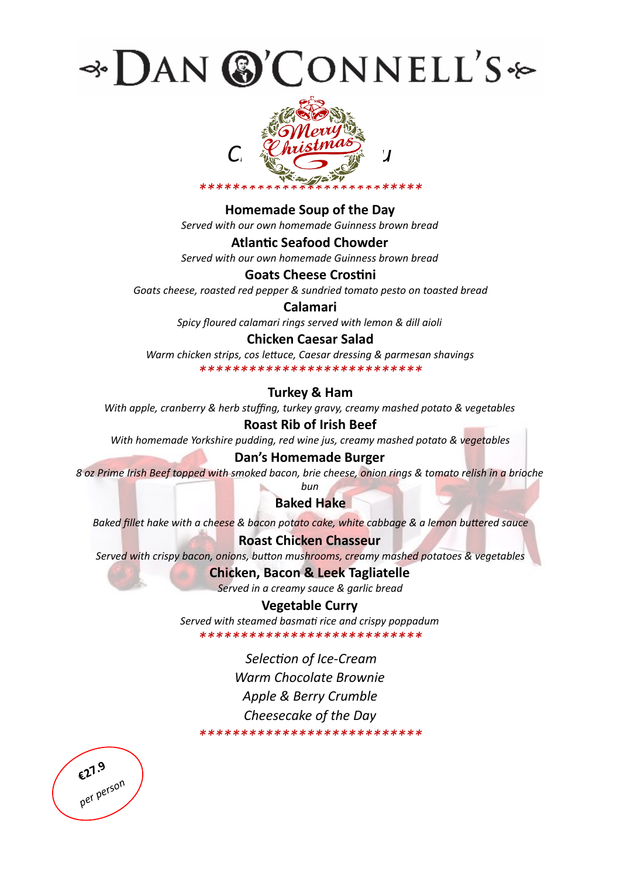# DAN O'CONNELL'S

Merry Christmas

C... u

***************************

**Homemade Soup of the Day**

*Served with our own homemade Guinness brown bread*

**Atlantic Seafood Chowder**

*Served with our own homemade Guinness brown bread*

**Goats Cheese Crostini**

*Goats cheese, roasted red pepper & sundried tomato pesto on toasted bread*

**Calamari**

*Spicy floured calamari rings served with lemon & dill aioli*

**Chicken Caesar Salad**

*Warm chicken strips, cos lettuce, Caesar dressing & parmesan shavings*

***************************

**Turkey & Ham**

*With apple, cranberry & herb stuffing, turkey gravy, creamy mashed potato & vegetables*

**Roast Rib of Irish Beef**

*With homemade Yorkshire pudding, red wine jus, creamy mashed potato & vegetables*

**Dan's Homemade Burger**

*8 oz Prime Irish Beef topped with smoked bacon, brie cheese, onion rings & tomato relish in a brioche bun*

**Baked Hake**

*Baked fillet hake with a cheese & bacon potato cake, white cabbage & a lemon buttered sauce*

**Roast Chicken Chasseur**

*Served with crispy bacon, onions, button mushrooms, creamy mashed potatoes & vegetables*

**Chicken, Bacon & Leek Tagliatelle**

*Served in a creamy sauce & garlic bread*

**Vegetable Curry**

*Served with steamed basmati rice and crispy poppadum*

***************************

*Selection of Ice-Cream*

*Warm Chocolate Brownie*

*Apple & Berry Crumble*

*Cheesecake of the Day*

***************************

**€27.9** *per person*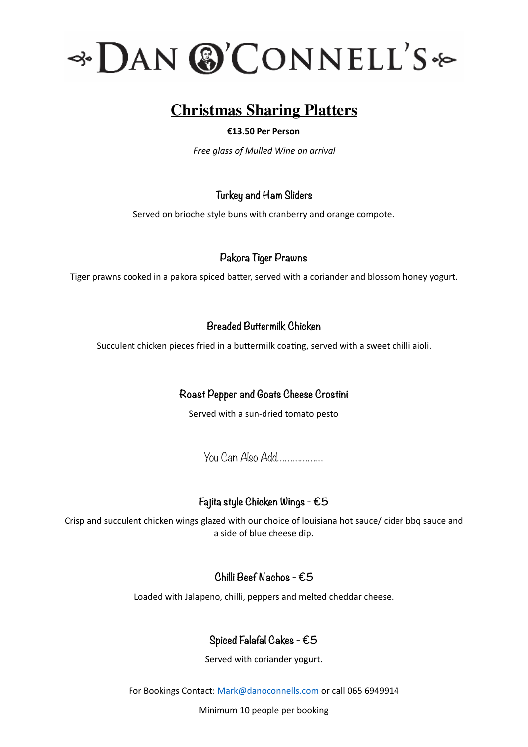# DAN O'CONNELL'S

## Christmas Sharing Platters

**€13.50 Per Person**

*Free glass of Mulled Wine on arrival*

### Turkey and Ham Sliders

Served on brioche style buns with cranberry and orange compote.

### Pakora Tiger Prawns

Tiger prawns cooked in a pakora spiced batter, served with a coriander and blossom honey yogurt.

### Breaded Buttermilk Chicken

Succulent chicken pieces fried in a buttermilk coating, served with a sweet chilli aioli.

### Roast Pepper and Goats Cheese Crostini

Served with a sun-dried tomato pesto

You Can Also Add………………

### Fajita style Chicken Wings - €5

Crisp and succulent chicken wings glazed with our choice of louisiana hot sauce/ cider bbq sauce and a side of blue cheese dip.

### Chilli Beef Nachos - €5

Loaded with Jalapeno, chilli, peppers and melted cheddar cheese.

### Spiced Falafal Cakes - €5

Served with coriander yogurt.

For Bookings Contact: [Mark@danoconnells.com](mailto:Mark@danoconnells.com) or call 065 6949914

Minimum 10 people per booking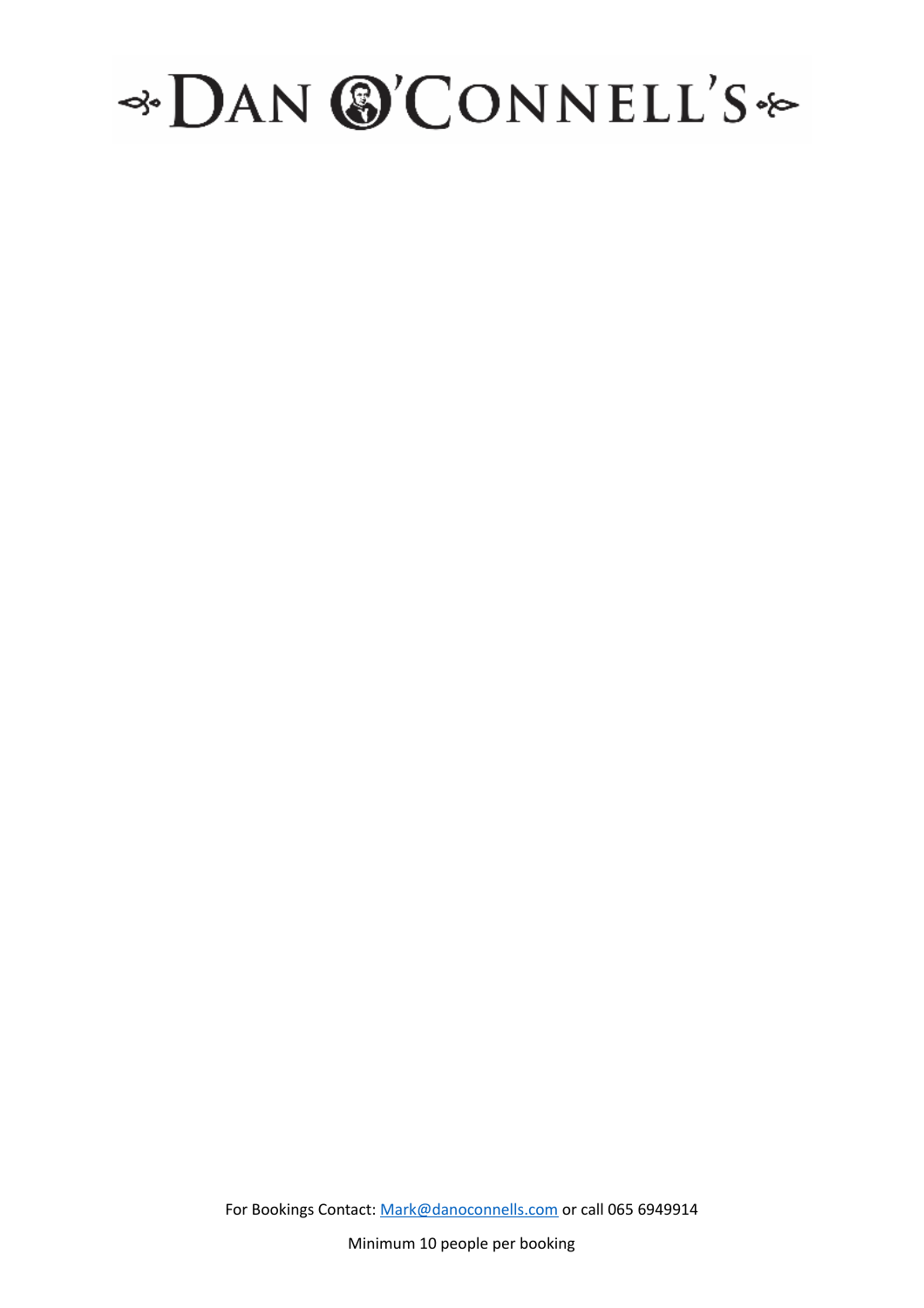# ⊰ DAN O'CONNELL'S ⊱

For Bookings Contact: Mark@danoconnells.com or call 065 6949914

Minimum 10 people per booking